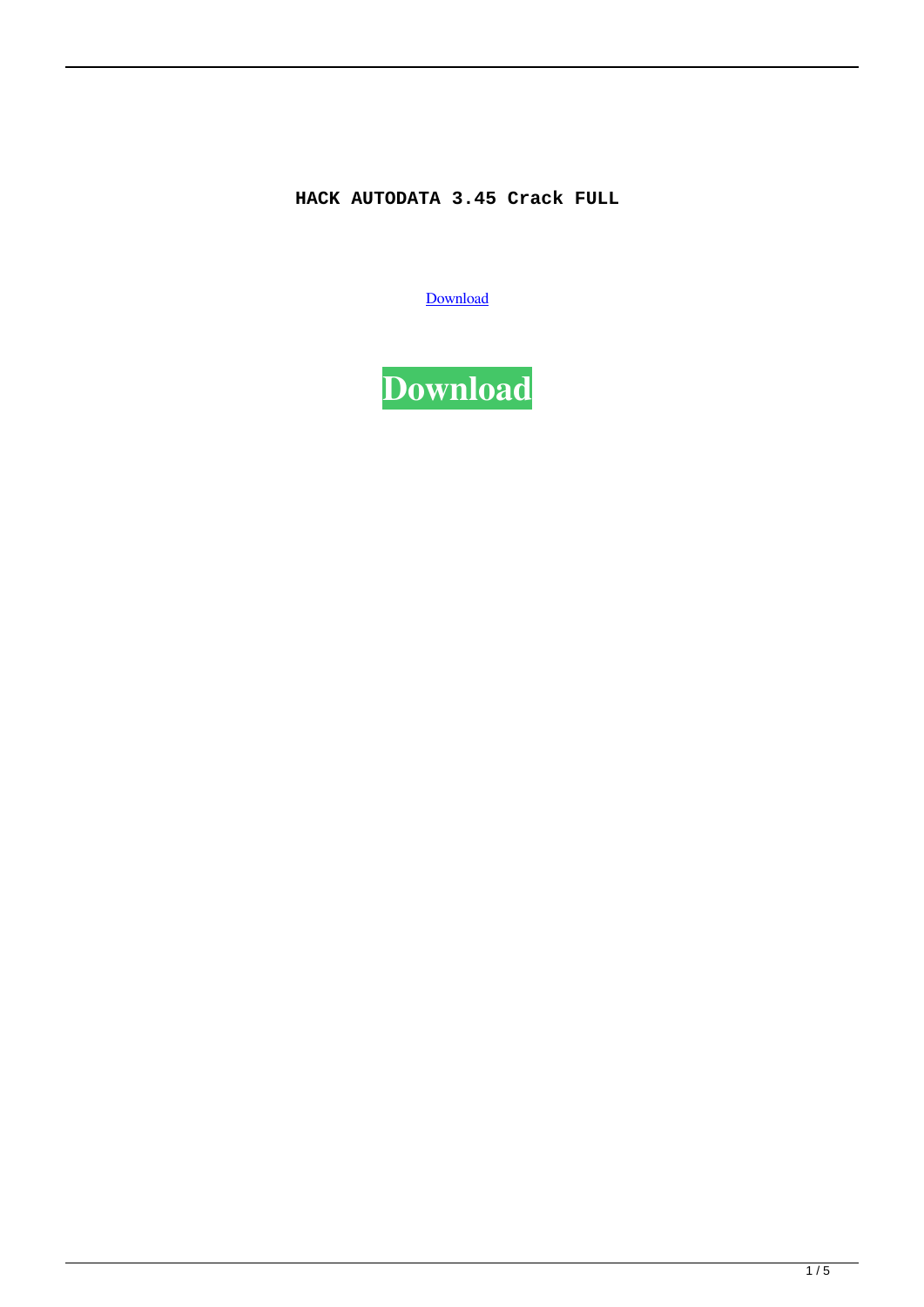**HACK AUTODATA 3.45 Crack FULL**

Download

**Download**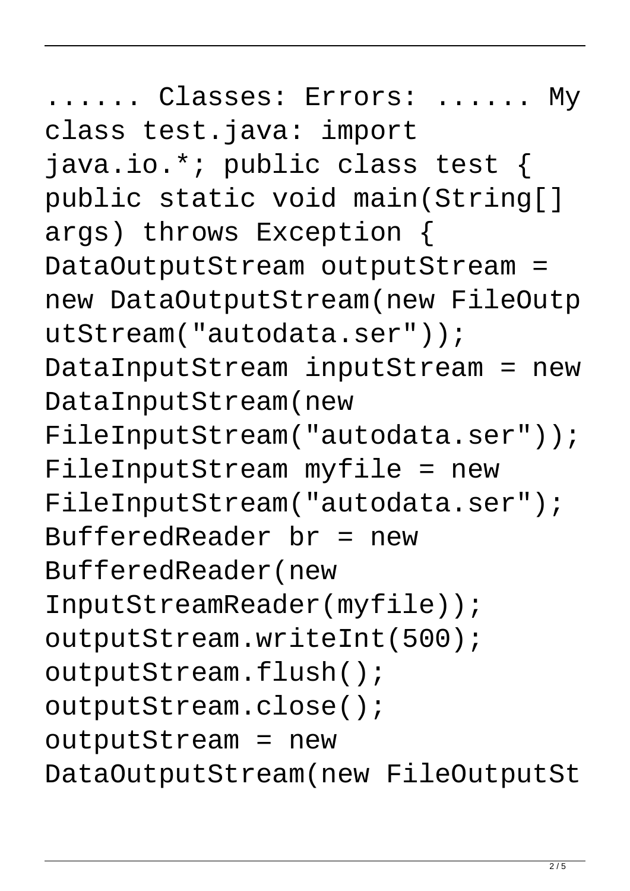...... Classes: Errors: ...... My class test.java: import java.io.*; public class test { public static void main(String[] args) throws Exception { DataOutputStream outputStream = new DataOutputStream(new FileOutputStream("autodata.ser")); DataInputStream inputStream = new DataInputStream(new FileInputStream("autodata.ser")); FileInputStream myfile = new FileInputStream("autodata.ser"); BufferedReader br = new BufferedReader(new InputStreamReader(myfile)); outputStream.writeInt(500); outputStream.flush(); outputStream.close(); outputStream = new DataOutputStream(new FileOutputSt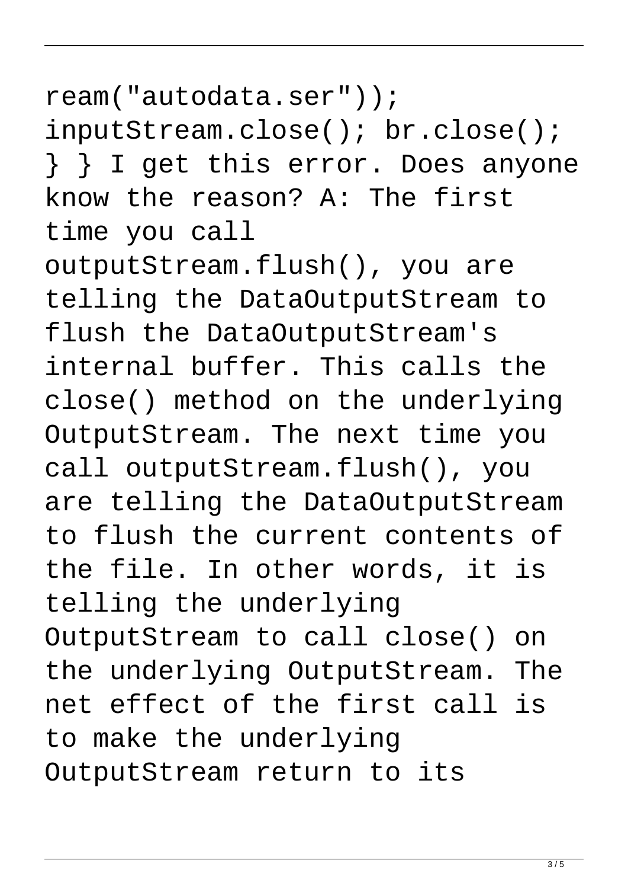ream("autodata.ser")); inputStream.close(); br.close(); } } I get this error. Does anyone know the reason? A: The first time you call outputStream.flush(), you are telling the DataOutputStream to flush the DataOutputStream's internal buffer. This calls the close() method on the underlying OutputStream. The next time you call outputStream.flush(), you are telling the DataOutputStream to flush the current contents of the file. In other words, it is telling the underlying OutputStream to call close() on the underlying OutputStream. The net effect of the first call is to make the underlying OutputStream return to its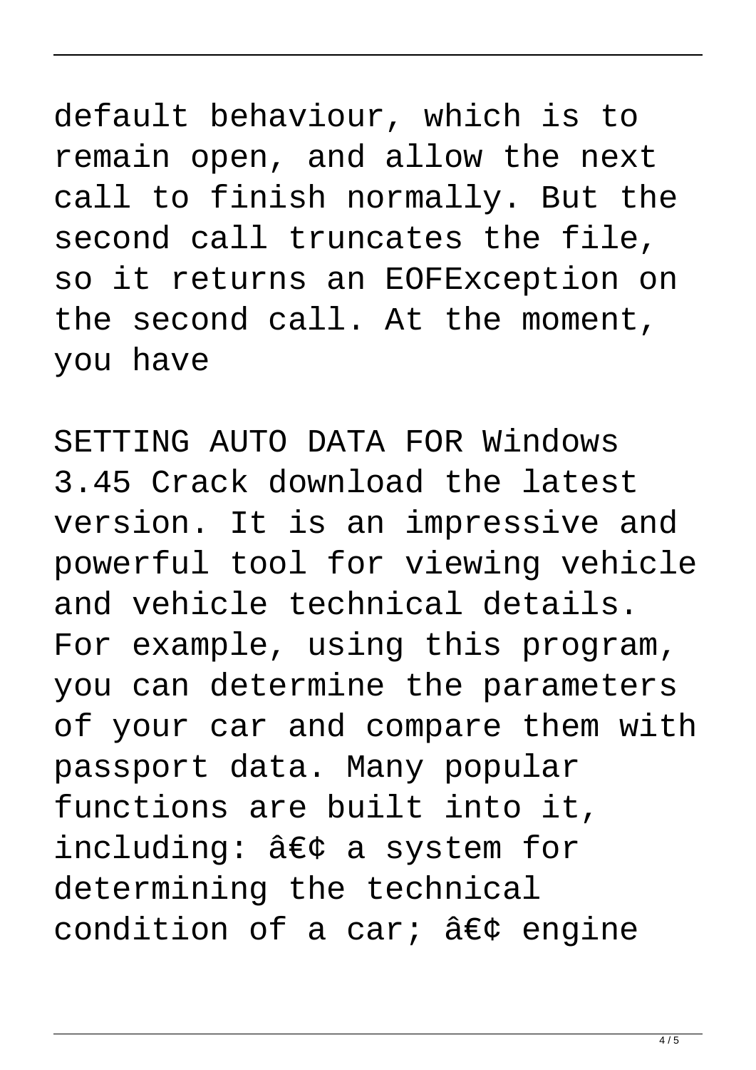default behaviour, which is to remain open, and allow the next call to finish normally. But the second call truncates the file, so it returns an EOFException on the second call. At the moment, you have

SETTING AUTO DATA FOR Windows 3.45 Crack download the latest version. It is an impressive and powerful tool for viewing vehicle and vehicle technical details. For example, using this program, you can determine the parameters of your car and compare them with passport data. Many popular functions are built into it, including: â€¢ a system for determining the technical condition of a car; â€¢ engine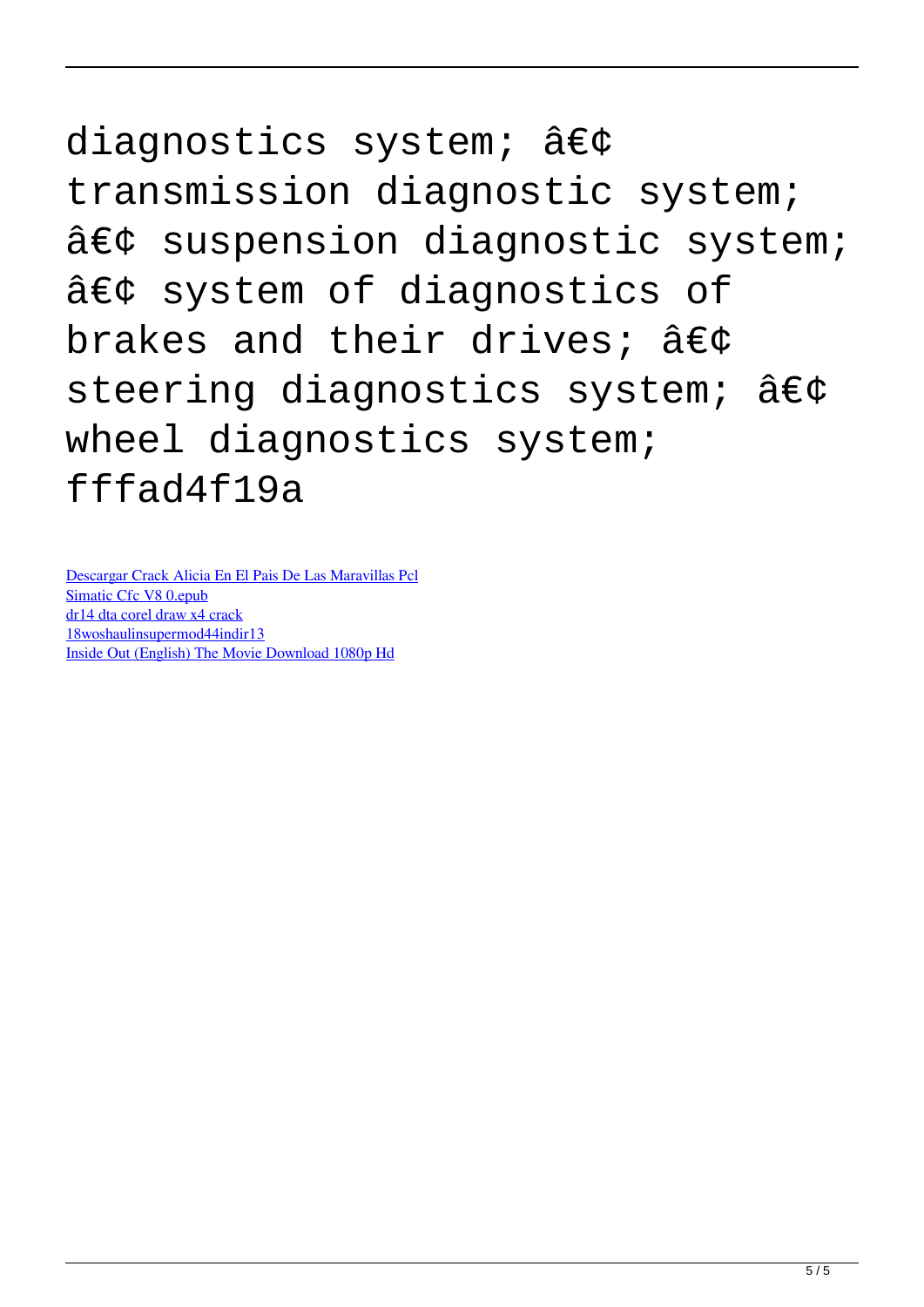diagnostics system; â€¢ transmission diagnostic system; â€¢ suspension diagnostic system; â€¢ system of diagnostics of brakes and their drives; â€¢ steering diagnostics system; â€¢ wheel diagnostics system; fffad4f19a

Descargar Crack Alicia En El Pais De Las Maravillas Pcl
Simatic Cfc V8 0.epub
dr14 dta corel draw x4 crack
18woshaulinsupermod44indir13
Inside Out (English) The Movie Download 1080p Hd